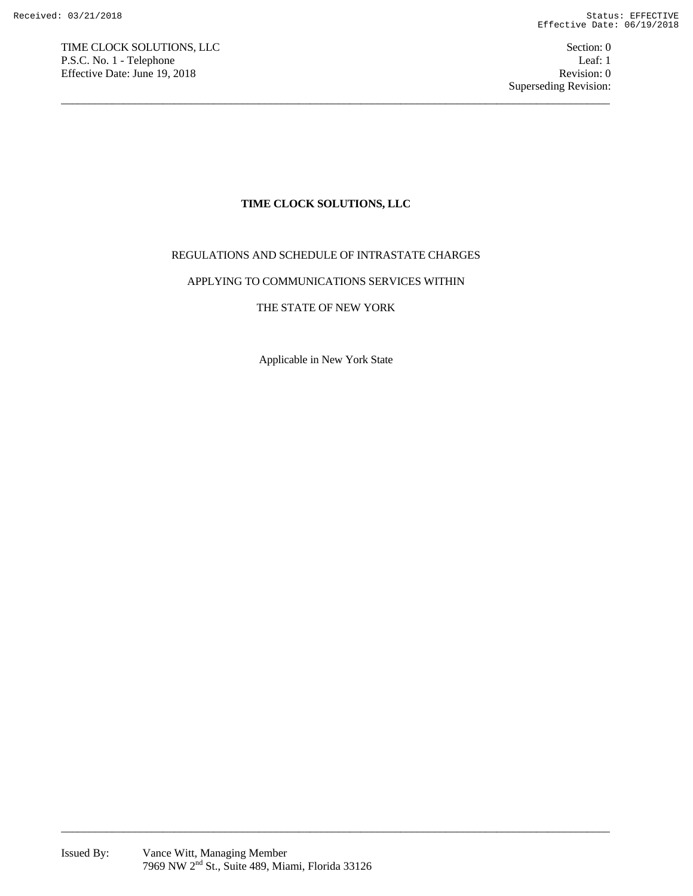# TIME CLOCK SOLUTIONS, LLC

REGULATIONS AND SCHEDULE OF INTRASTATE CHARGES

APPLYING TO COMMUNICATIONS SERVICES WITHIN

THE STATE OF NEW YORK

Applicable in New York State

Issued By: Vance Witt, Managing Member
7969 NW 2nd St., Suite 489, Miami, Florida 33126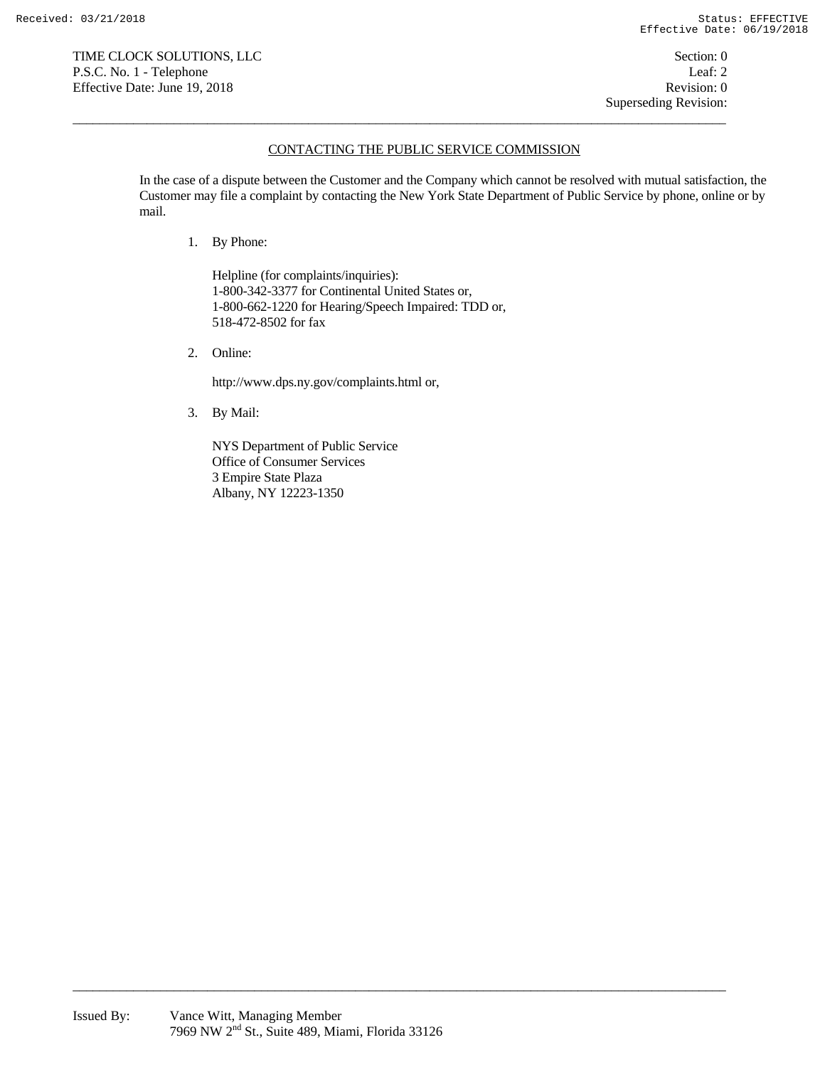## CONTACTING THE PUBLIC SERVICE COMMISSION

In the case of a dispute between the Customer and the Company which cannot be resolved with mutual satisfaction, the Customer may file a complaint by contacting the New York State Department of Public Service by phone, online or by mail.

1. By Phone:

   Helpline (for complaints/inquiries):
   1-800-342-3377 for Continental United States or,
   1-800-662-1220 for Hearing/Speech Impaired: TDD or,
   518-472-8502 for fax

2. Online:

   http://www.dps.ny.gov/complaints.html or,

3. By Mail:

   NYS Department of Public Service
   Office of Consumer Services
   3 Empire State Plaza
   Albany, NY 12223-1350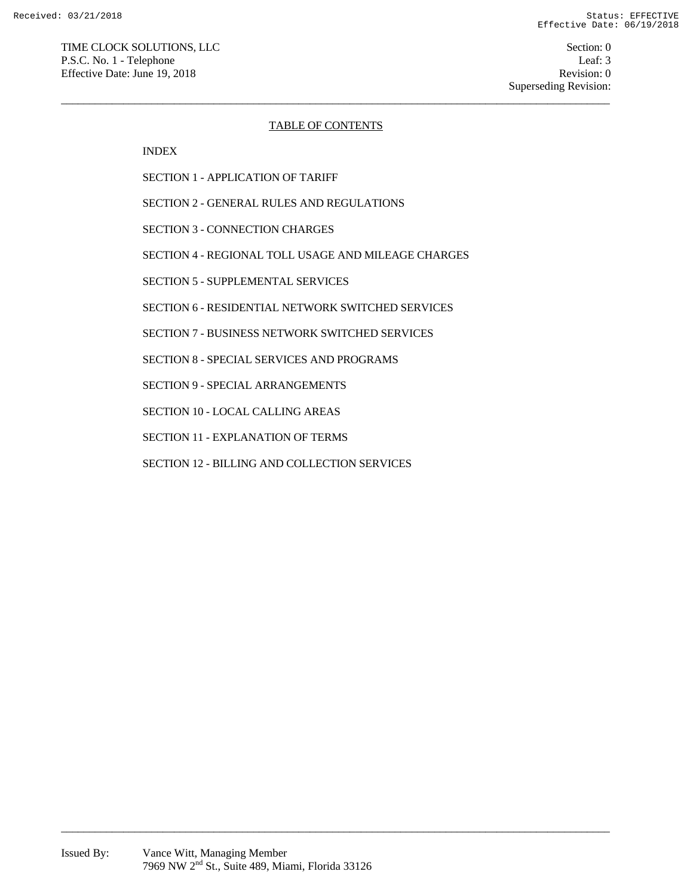## TABLE OF CONTENTS

INDEX

SECTION 1 - APPLICATION OF TARIFF

SECTION 2 - GENERAL RULES AND REGULATIONS

SECTION 3 - CONNECTION CHARGES

SECTION 4 - REGIONAL TOLL USAGE AND MILEAGE CHARGES

SECTION 5 - SUPPLEMENTAL SERVICES

SECTION 6 - RESIDENTIAL NETWORK SWITCHED SERVICES

SECTION 7 - BUSINESS NETWORK SWITCHED SERVICES

SECTION 8 - SPECIAL SERVICES AND PROGRAMS

SECTION 9 - SPECIAL ARRANGEMENTS

SECTION 10 - LOCAL CALLING AREAS

SECTION 11 - EXPLANATION OF TERMS

SECTION 12 - BILLING AND COLLECTION SERVICES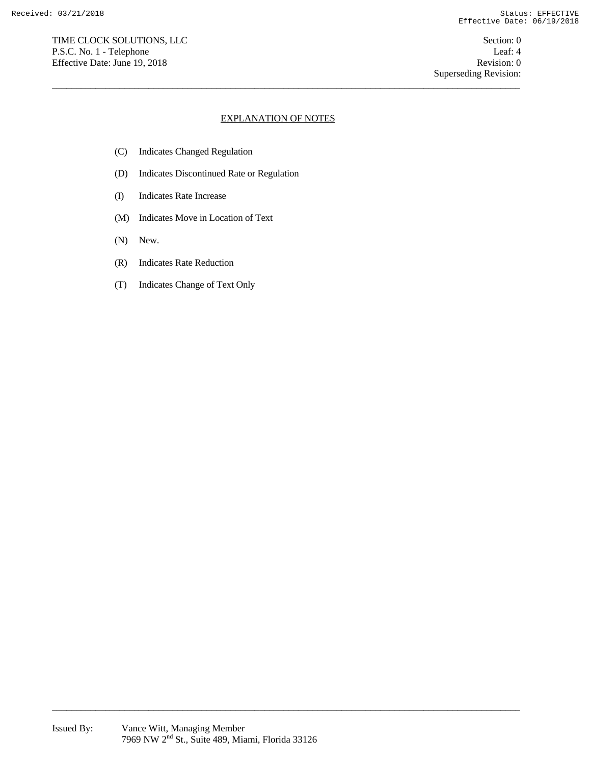## EXPLANATION OF NOTES

- (C) Indicates Changed Regulation
- (D) Indicates Discontinued Rate or Regulation
- (I) Indicates Rate Increase
- (M) Indicates Move in Location of Text
- (N) New.
- (R) Indicates Rate Reduction
- (T) Indicates Change of Text Only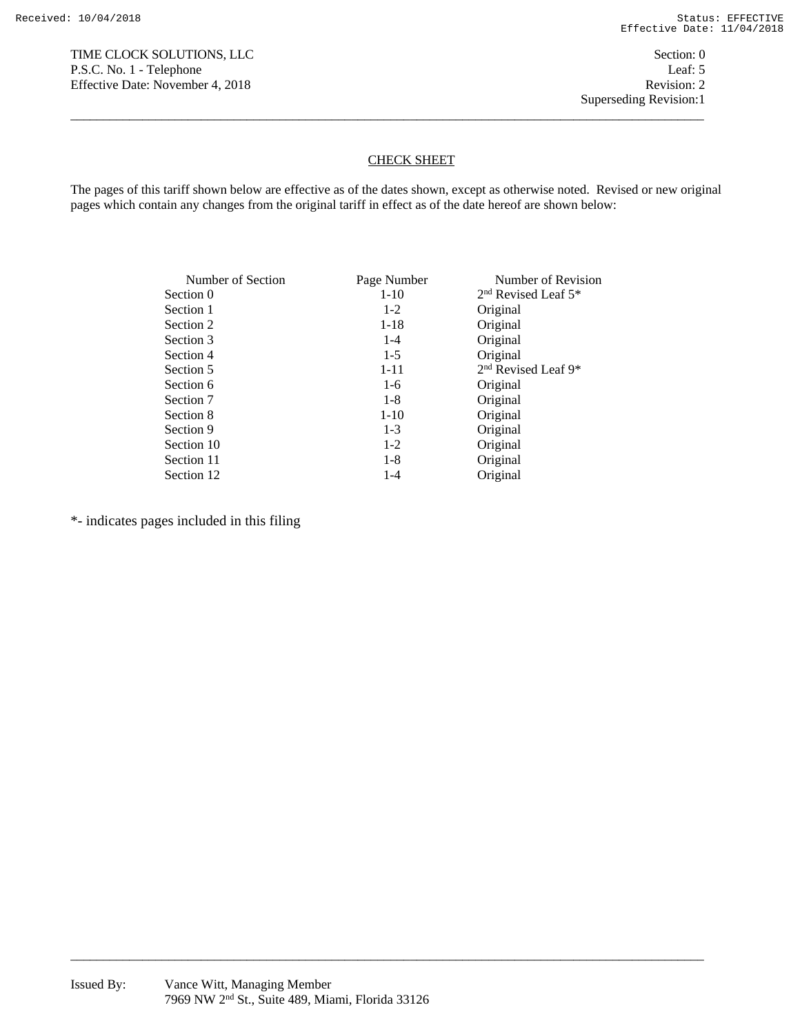## CHECK SHEET

The pages of this tariff shown below are effective as of the dates shown, except as otherwise noted. Revised or new original pages which contain any changes from the original tariff in effect as of the date hereof are shown below:

| Number of Section | Page Number | Number of Revision |
|---|---|---|
| Section 0 | 1-10 | 2nd Revised Leaf 5* |
| Section 1 | 1-2 | Original |
| Section 2 | 1-18 | Original |
| Section 3 | 1-4 | Original |
| Section 4 | 1-5 | Original |
| Section 5 | 1-11 | 2nd Revised Leaf 9* |
| Section 6 | 1-6 | Original |
| Section 7 | 1-8 | Original |
| Section 8 | 1-10 | Original |
| Section 9 | 1-3 | Original |
| Section 10 | 1-2 | Original |
| Section 11 | 1-8 | Original |
| Section 12 | 1-4 | Original |

*- indicates pages included in this filing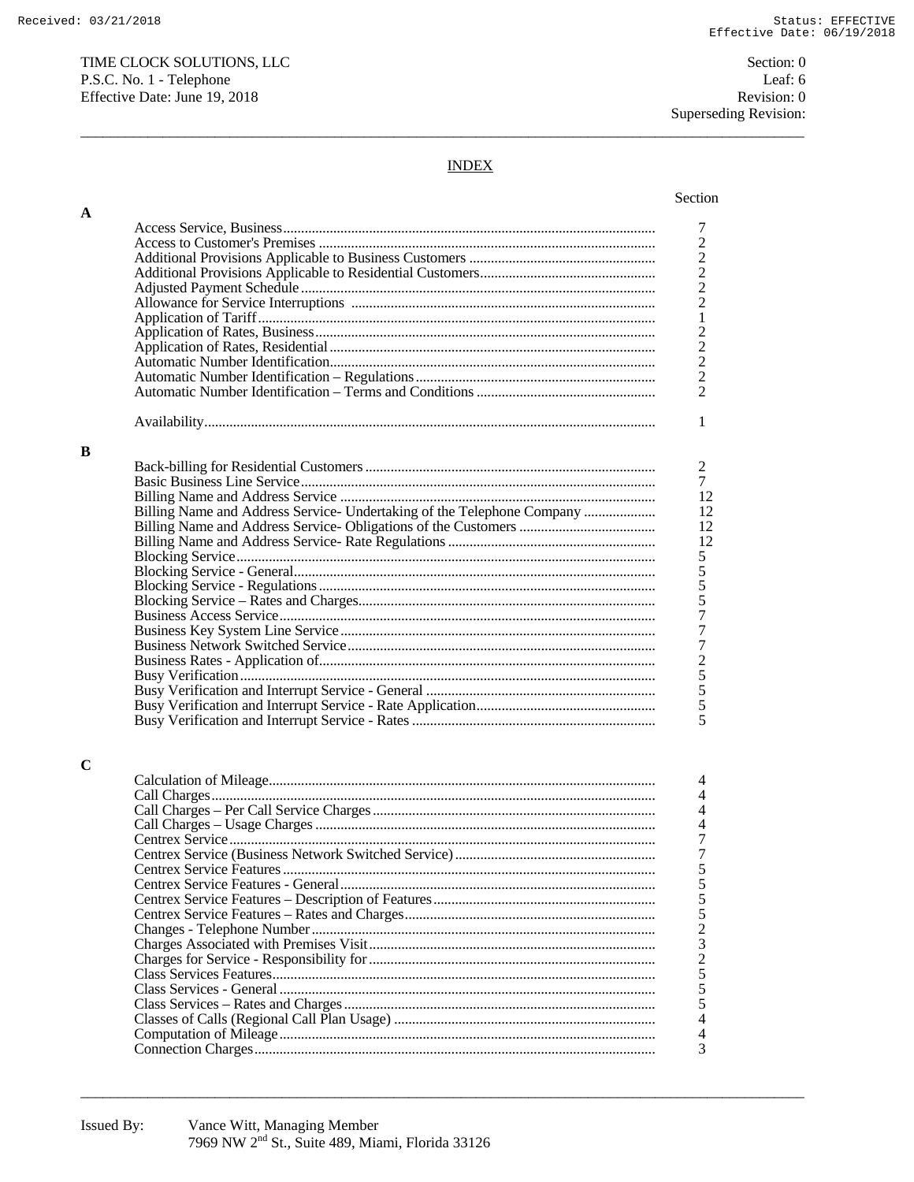TIME CLOCK SOLUTIONS, LLC
P.S.C. No. 1 - Telephone
Effective Date: June 19, 2018

Section: 0
Leaf: 6
Revision: 0
Superseding Revision:

## INDEX

| | Section |
|---|---|
| **A** | |
| Access Service, Business | 7 |
| Access to Customer's Premises | 2 |
| Additional Provisions Applicable to Business Customers | 2 |
| Additional Provisions Applicable to Residential Customers | 2 |
| Adjusted Payment Schedule | 2 |
| Allowance for Service Interruptions | 2 |
| Application of Tariff | 1 |
| Application of Rates, Business | 2 |
| Application of Rates, Residential | 2 |
| Automatic Number Identification | 2 |
| Automatic Number Identification – Regulations | 2 |
| Automatic Number Identification – Terms and Conditions | 2 |
| Availability | 1 |
| **B** | |
| Back-billing for Residential Customers | 2 |
| Basic Business Line Service | 7 |
| Billing Name and Address Service | 12 |
| Billing Name and Address Service- Undertaking of the Telephone Company | 12 |
| Billing Name and Address Service- Obligations of the Customers | 12 |
| Billing Name and Address Service- Rate Regulations | 12 |
| Blocking Service | 5 |
| Blocking Service - General | 5 |
| Blocking Service - Regulations | 5 |
| Blocking Service – Rates and Charges | 5 |
| Business Access Service | 7 |
| Business Key System Line Service | 7 |
| Business Network Switched Service | 7 |
| Business Rates - Application of | 2 |
| Busy Verification | 5 |
| Busy Verification and Interrupt Service - General | 5 |
| Busy Verification and Interrupt Service - Rate Application | 5 |
| Busy Verification and Interrupt Service - Rates | 5 |
| **C** | |
| Calculation of Mileage | 4 |
| Call Charges | 4 |
| Call Charges – Per Call Service Charges | 4 |
| Call Charges – Usage Charges | 4 |
| Centrex Service | 7 |
| Centrex Service (Business Network Switched Service) | 7 |
| Centrex Service Features | 5 |
| Centrex Service Features - General | 5 |
| Centrex Service Features – Description of Features | 5 |
| Centrex Service Features – Rates and Charges | 5 |
| Changes - Telephone Number | 2 |
| Charges Associated with Premises Visit | 3 |
| Charges for Service - Responsibility for | 2 |
| Class Services Features | 5 |
| Class Services - General | 5 |
| Class Services – Rates and Charges | 5 |
| Classes of Calls (Regional Call Plan Usage) | 4 |
| Computation of Mileage | 4 |
| Connection Charges | 3 |

Issued By: Vance Witt, Managing Member
7969 NW 2nd St., Suite 489, Miami, Florida 33126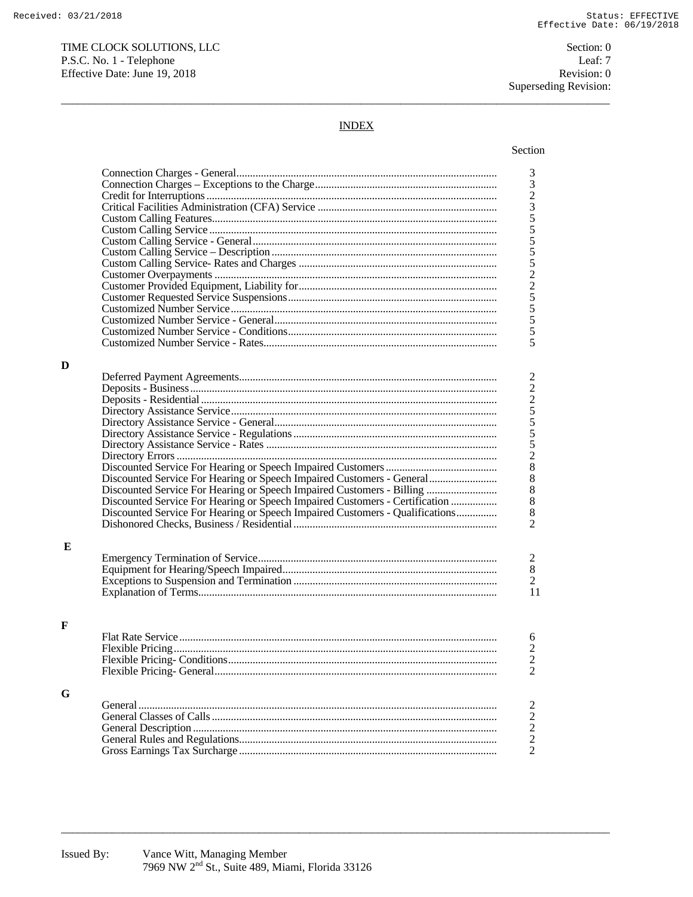TIME CLOCK SOLUTIONS, LLC
P.S.C. No. 1 - Telephone
Effective Date: June 19, 2018

Section: 0
Leaf: 7
Revision: 0
Superseding Revision:

## INDEX

| | Section |
|---|---|
| Connection Charges - General | 3 |
| Connection Charges – Exceptions to the Charge | 3 |
| Credit for Interruptions | 2 |
| Critical Facilities Administration (CFA) Service | 3 |
| Custom Calling Features | 5 |
| Custom Calling Service | 5 |
| Custom Calling Service - General | 5 |
| Custom Calling Service – Description | 5 |
| Custom Calling Service- Rates and Charges | 5 |
| Customer Overpayments | 2 |
| Customer Provided Equipment, Liability for | 2 |
| Customer Requested Service Suspensions | 5 |
| Customized Number Service | 5 |
| Customized Number Service - General | 5 |
| Customized Number Service - Conditions | 5 |
| Customized Number Service - Rates | 5 |

**D**

| | Section |
|---|---|
| Deferred Payment Agreements | 2 |
| Deposits - Business | 2 |
| Deposits - Residential | 2 |
| Directory Assistance Service | 5 |
| Directory Assistance Service - General | 5 |
| Directory Assistance Service - Regulations | 5 |
| Directory Assistance Service - Rates | 5 |
| Directory Errors | 2 |
| Discounted Service For Hearing or Speech Impaired Customers | 8 |
| Discounted Service For Hearing or Speech Impaired Customers - General | 8 |
| Discounted Service For Hearing or Speech Impaired Customers - Billing | 8 |
| Discounted Service For Hearing or Speech Impaired Customers - Certification | 8 |
| Discounted Service For Hearing or Speech Impaired Customers - Qualifications | 8 |
| Dishonored Checks, Business / Residential | 2 |

**E**

| | Section |
|---|---|
| Emergency Termination of Service | 2 |
| Equipment for Hearing/Speech Impaired | 8 |
| Exceptions to Suspension and Termination | 2 |
| Explanation of Terms | 11 |

**F**

| | Section |
|---|---|
| Flat Rate Service | 6 |
| Flexible Pricing | 2 |
| Flexible Pricing- Conditions | 2 |
| Flexible Pricing- General | 2 |

**G**

| | Section |
|---|---|
| General | 2 |
| General Classes of Calls | 2 |
| General Description | 2 |
| General Rules and Regulations | 2 |
| Gross Earnings Tax Surcharge | 2 |

Issued By: Vance Witt, Managing Member
7969 NW 2nd St., Suite 489, Miami, Florida 33126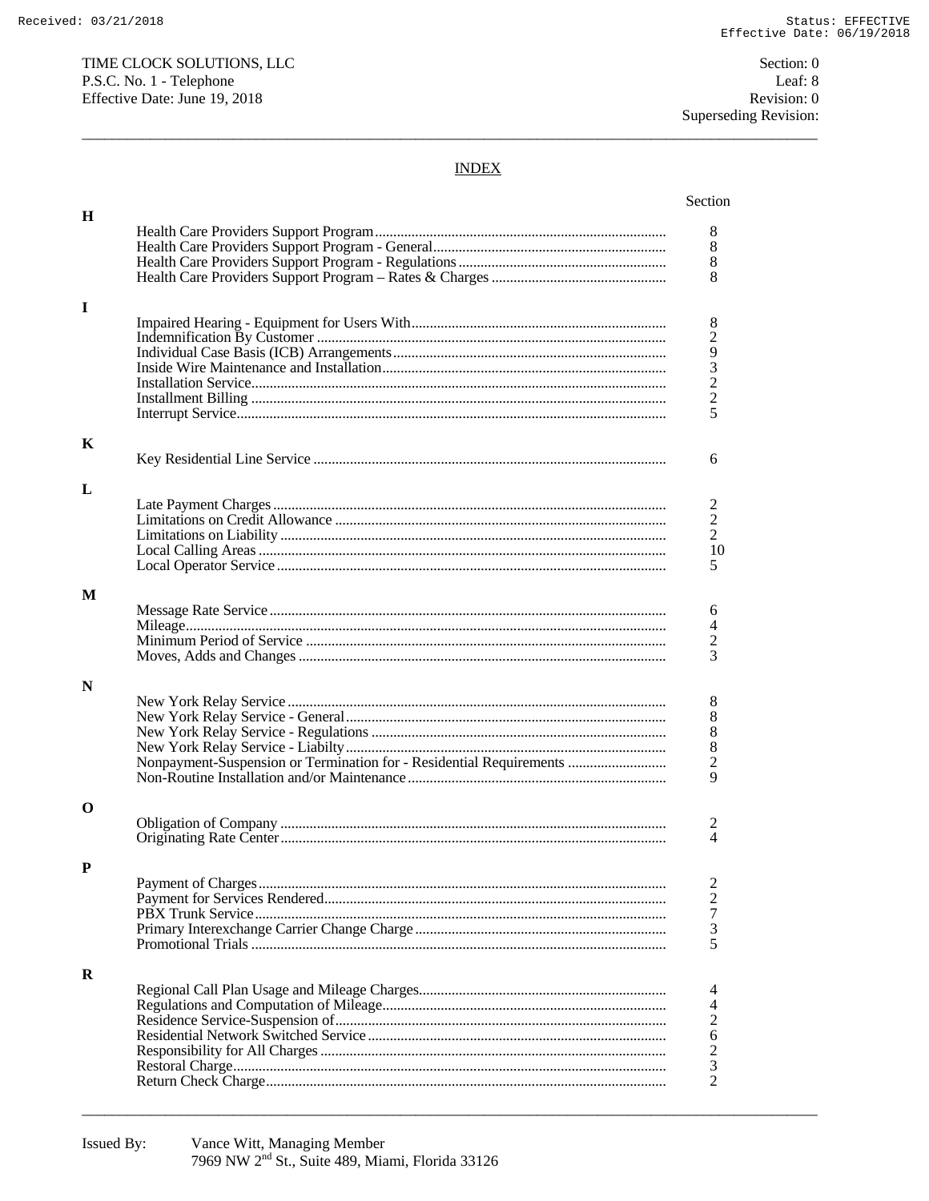TIME CLOCK SOLUTIONS, LLC
P.S.C. No. 1 - Telephone
Effective Date: June 19, 2018

Section: 0
Leaf: 8
Revision: 0
Superseding Revision:

## INDEX

| | | Section |
|---|---|---|
| **H** | | |
| | Health Care Providers Support Program | 8 |
| | Health Care Providers Support Program - General | 8 |
| | Health Care Providers Support Program - Regulations | 8 |
| | Health Care Providers Support Program – Rates & Charges | 8 |
| **I** | | |
| | Impaired Hearing - Equipment for Users With | 8 |
| | Indemnification By Customer | 2 |
| | Individual Case Basis (ICB) Arrangements | 9 |
| | Inside Wire Maintenance and Installation | 3 |
| | Installation Service | 2 |
| | Installment Billing | 2 |
| | Interrupt Service | 5 |
| **K** | | |
| | Key Residential Line Service | 6 |
| **L** | | |
| | Late Payment Charges | 2 |
| | Limitations on Credit Allowance | 2 |
| | Limitations on Liability | 2 |
| | Local Calling Areas | 10 |
| | Local Operator Service | 5 |
| **M** | | |
| | Message Rate Service | 6 |
| | Mileage | 4 |
| | Minimum Period of Service | 2 |
| | Moves, Adds and Changes | 3 |
| **N** | | |
| | New York Relay Service | 8 |
| | New York Relay Service - General | 8 |
| | New York Relay Service - Regulations | 8 |
| | New York Relay Service - Liabilty | 8 |
| | Nonpayment-Suspension or Termination for - Residential Requirements | 2 |
| | Non-Routine Installation and/or Maintenance | 9 |
| **O** | | |
| | Obligation of Company | 2 |
| | Originating Rate Center | 4 |
| **P** | | |
| | Payment of Charges | 2 |
| | Payment for Services Rendered | 2 |
| | PBX Trunk Service | 7 |
| | Primary Interexchange Carrier Change Charge | 3 |
| | Promotional Trials | 5 |
| **R** | | |
| | Regional Call Plan Usage and Mileage Charges | 4 |
| | Regulations and Computation of Mileage | 4 |
| | Residence Service-Suspension of | 2 |
| | Residential Network Switched Service | 6 |
| | Responsibility for All Charges | 2 |
| | Restoral Charge | 3 |
| | Return Check Charge | 2 |

Issued By: Vance Witt, Managing Member
7969 NW 2nd St., Suite 489, Miami, Florida 33126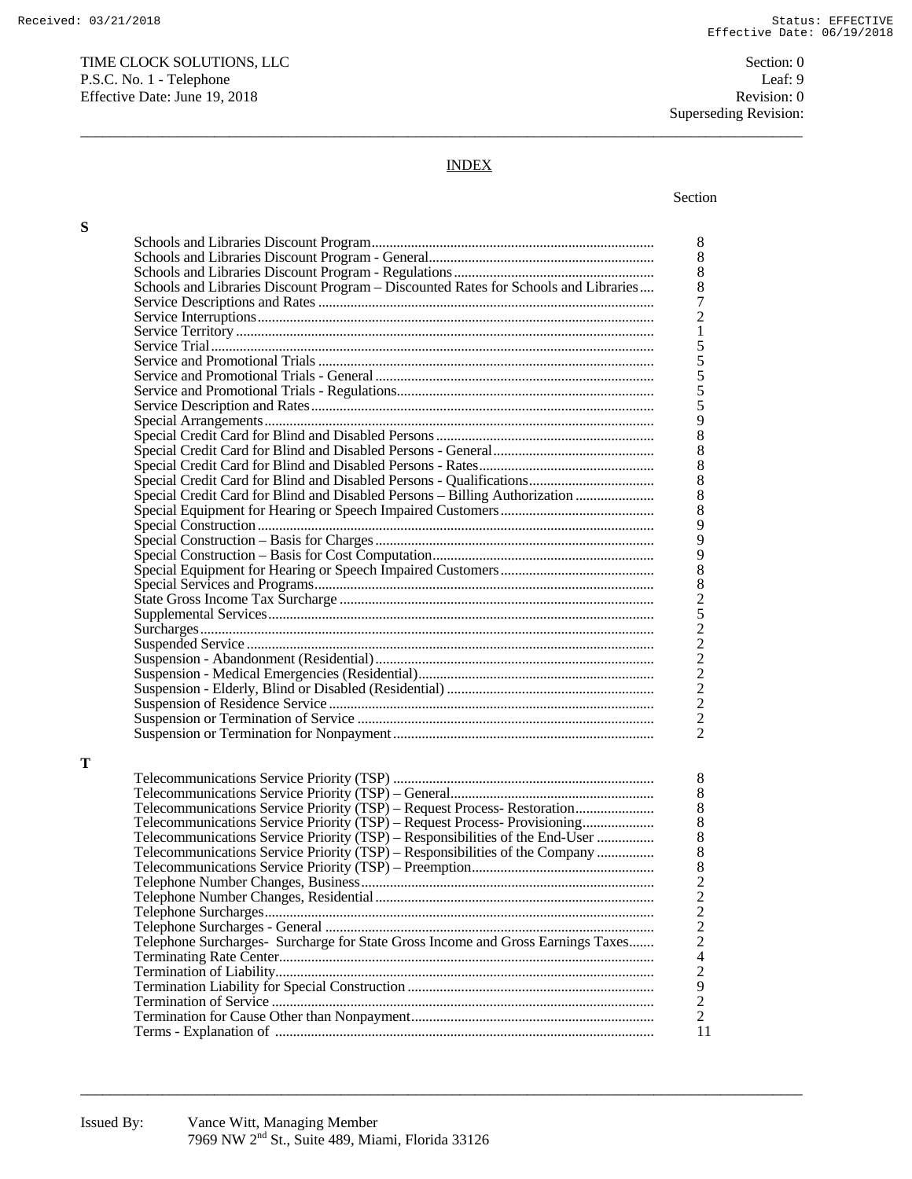TIME CLOCK SOLUTIONS, LLC
P.S.C. No. 1 - Telephone
Effective Date: June 19, 2018

Section: 0
Leaf: 9
Revision: 0
Superseding Revision:

## INDEX

**S**

| | Section |
|---|---|
| Schools and Libraries Discount Program | 8 |
| Schools and Libraries Discount Program - General | 8 |
| Schools and Libraries Discount Program - Regulations | 8 |
| Schools and Libraries Discount Program – Discounted Rates for Schools and Libraries | 8 |
| Service Descriptions and Rates | 7 |
| Service Interruptions | 2 |
| Service Territory | 1 |
| Service Trial | 5 |
| Service and Promotional Trials | 5 |
| Service and Promotional Trials - General | 5 |
| Service and Promotional Trials - Regulations | 5 |
| Service Description and Rates | 5 |
| Special Arrangements | 9 |
| Special Credit Card for Blind and Disabled Persons | 8 |
| Special Credit Card for Blind and Disabled Persons - General | 8 |
| Special Credit Card for Blind and Disabled Persons - Rates | 8 |
| Special Credit Card for Blind and Disabled Persons - Qualifications | 8 |
| Special Credit Card for Blind and Disabled Persons – Billing Authorization | 8 |
| Special Equipment for Hearing or Speech Impaired Customers | 8 |
| Special Construction | 9 |
| Special Construction – Basis for Charges | 9 |
| Special Construction – Basis for Cost Computation | 9 |
| Special Equipment for Hearing or Speech Impaired Customers | 8 |
| Special Services and Programs | 8 |
| State Gross Income Tax Surcharge | 2 |
| Supplemental Services | 5 |
| Surcharges | 2 |
| Suspended Service | 2 |
| Suspension - Abandonment (Residential) | 2 |
| Suspension - Medical Emergencies (Residential) | 2 |
| Suspension - Elderly, Blind or Disabled (Residential) | 2 |
| Suspension of Residence Service | 2 |
| Suspension or Termination of Service | 2 |
| Suspension or Termination for Nonpayment | 2 |

**T**

| | Section |
|---|---|
| Telecommunications Service Priority (TSP) | 8 |
| Telecommunications Service Priority (TSP) – General | 8 |
| Telecommunications Service Priority (TSP) – Request Process- Restoration | 8 |
| Telecommunications Service Priority (TSP) – Request Process- Provisioning | 8 |
| Telecommunications Service Priority (TSP) – Responsibilities of the End-User | 8 |
| Telecommunications Service Priority (TSP) – Responsibilities of the Company | 8 |
| Telecommunications Service Priority (TSP) – Preemption | 8 |
| Telephone Number Changes, Business | 2 |
| Telephone Number Changes, Residential | 2 |
| Telephone Surcharges | 2 |
| Telephone Surcharges - General | 2 |
| Telephone Surcharges- Surcharge for State Gross Income and Gross Earnings Taxes | 2 |
| Terminating Rate Center | 4 |
| Termination of Liability | 2 |
| Termination Liability for Special Construction | 9 |
| Termination of Service | 2 |
| Termination for Cause Other than Nonpayment | 2 |
| Terms - Explanation of | 11 |

Issued By: Vance Witt, Managing Member
7969 NW 2nd St., Suite 489, Miami, Florida 33126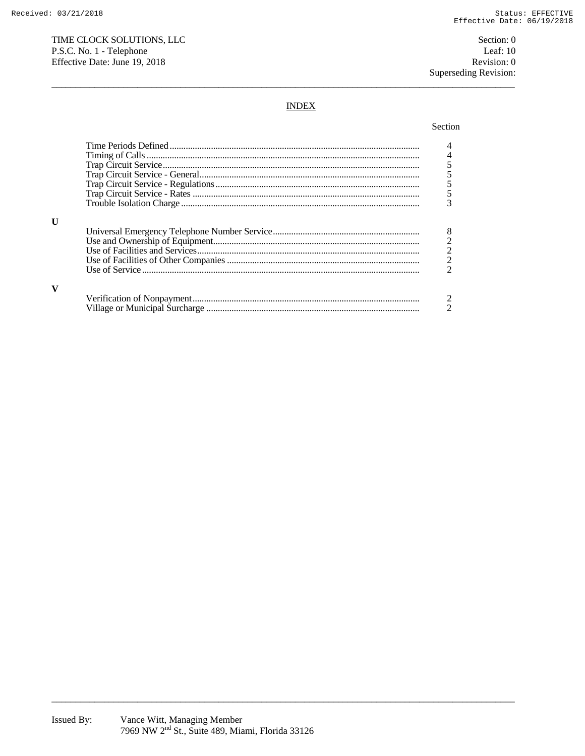## INDEX

| | | Section |
|---|---|---|
| | Time Periods Defined | 4 |
| | Timing of Calls | 4 |
| | Trap Circuit Service | 5 |
| | Trap Circuit Service - General | 5 |
| | Trap Circuit Service - Regulations | 5 |
| | Trap Circuit Service - Rates | 5 |
| | Trouble Isolation Charge | 3 |
| **U** | | |
| | Universal Emergency Telephone Number Service | 8 |
| | Use and Ownership of Equipment | 2 |
| | Use of Facilities and Services | 2 |
| | Use of Facilities of Other Companies | 2 |
| | Use of Service | 2 |
| **V** | | |
| | Verification of Nonpayment | 2 |
| | Village or Municipal Surcharge | 2 |